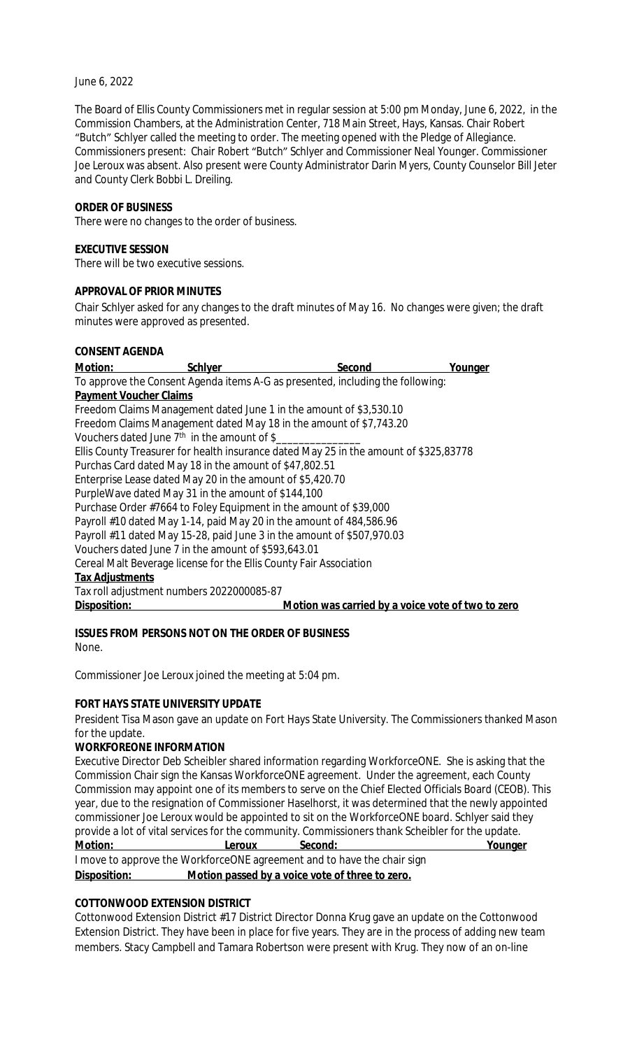June 6, 2022

The Board of Ellis County Commissioners met in regular session at 5:00 pm Monday, June 6, 2022, in the Commission Chambers, at the Administration Center, 718 Main Street, Hays, Kansas. Chair Robert "Butch" Schlyer called the meeting to order. The meeting opened with the Pledge of Allegiance. Commissioners present: Chair Robert "Butch" Schlyer and Commissioner Neal Younger. Commissioner Joe Leroux was absent. Also present were County Administrator Darin Myers, County Counselor Bill Jeter and County Clerk Bobbi L. Dreiling.

**ORDER OF BUSINESS**

There were no changes to the order of business.

**EXECUTIVE SESSION**

There will be two executive sessions.

**APPROVAL OF PRIOR MINUTES**

Chair Schlyer asked for any changes to the draft minutes of May 16. No changes were given; the draft minutes were approved as presented.

**CONSENT AGENDA**

**Motion: Schlyer Second Younger**

To approve the Consent Agenda items A-G as presented, including the following:

**Payment Voucher Claims**

Freedom Claims Management dated June 1 in the amount of $3,530.10
Freedom Claims Management dated May 18 in the amount of $7,743.20
Vouchers dated June 7th in the amount of $_______________
Ellis County Treasurer for health insurance dated May 25 in the amount of $325,83778
Purchas Card dated May 18 in the amount of $47,802.51
Enterprise Lease dated May 20 in the amount of $5,420.70
PurpleWave dated May 31 in the amount of $144,100
Purchase Order #7664 to Foley Equipment in the amount of $39,000
Payroll #10 dated May 1-14, paid May 20 in the amount of 484,586.96
Payroll #11 dated May 15-28, paid June 3 in the amount of $507,970.03
Vouchers dated June 7 in the amount of $593,643.01
Cereal Malt Beverage license for the Ellis County Fair Association

**Tax Adjustments**

Tax roll adjustment numbers 2022000085-87

**Disposition: Motion was carried by a voice vote of two to zero**

**ISSUES FROM PERSONS NOT ON THE ORDER OF BUSINESS**

None.

Commissioner Joe Leroux joined the meeting at 5:04 pm.

**FORT HAYS STATE UNIVERSITY UPDATE**

President Tisa Mason gave an update on Fort Hays State University. The Commissioners thanked Mason for the update.

**WORKFOREONE INFORMATION**

Executive Director Deb Scheibler shared information regarding WorkforceONE. She is asking that the Commission Chair sign the Kansas WorkforceONE agreement. Under the agreement, each County Commission may appoint one of its members to serve on the Chief Elected Officials Board (CEOB). This year, due to the resignation of Commissioner Haselhorst, it was determined that the newly appointed commissioner Joe Leroux would be appointed to sit on the WorkforceONE board. Schlyer said they provide a lot of vital services for the community. Commissioners thank Scheibler for the update.

**Motion: Leroux Second: Younger**

I move to approve the WorkforceONE agreement and to have the chair sign

**Disposition: Motion passed by a voice vote of three to zero.**

**COTTONWOOD EXTENSION DISTRICT**

Cottonwood Extension District #17 District Director Donna Krug gave an update on the Cottonwood Extension District. They have been in place for five years. They are in the process of adding new team members. Stacy Campbell and Tamara Robertson were present with Krug. They now of an on-line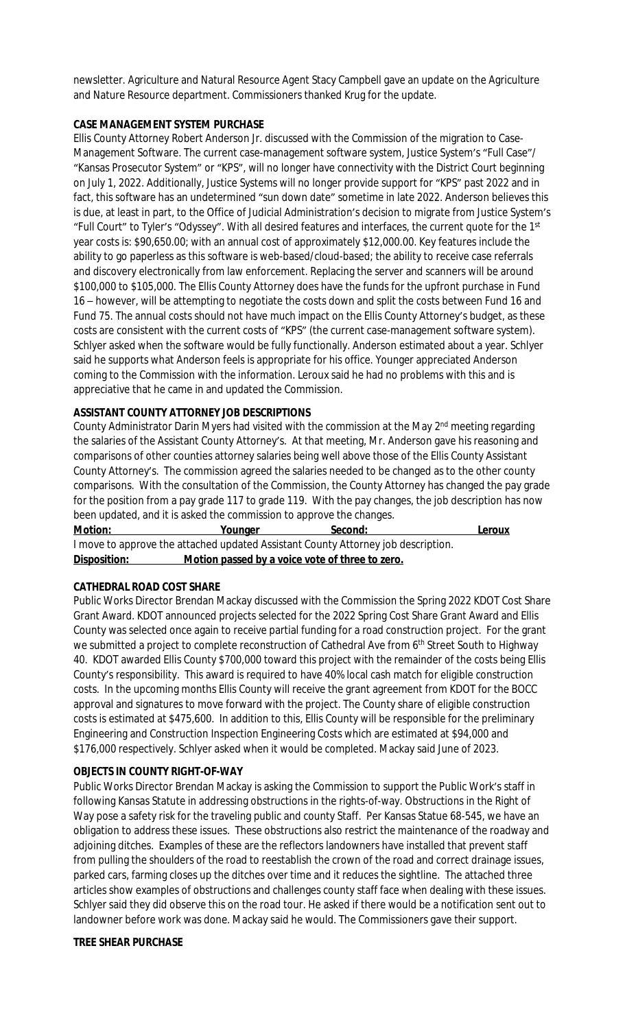newsletter. Agriculture and Natural Resource Agent Stacy Campbell gave an update on the Agriculture and Nature Resource department. Commissioners thanked Krug for the update.

**CASE MANAGEMENT SYSTEM PURCHASE**

Ellis County Attorney Robert Anderson Jr. discussed with the Commission of the migration to Case-Management Software. The current case-management software system, Justice System's "Full Case"/ "Kansas Prosecutor System" or "KPS", will no longer have connectivity with the District Court beginning on July 1, 2022. Additionally, Justice Systems will no longer provide support for "KPS" past 2022 and in fact, this software has an undetermined "sun down date" sometime in late 2022. Anderson believes this is due, at least in part, to the Office of Judicial Administration's decision to migrate from Justice System's "Full Court" to Tyler's "Odyssey". With all desired features and interfaces, the current quote for the 1st year costs is: $90,650.00; with an annual cost of approximately $12,000.00. Key features include the ability to go paperless as this software is web-based/cloud-based; the ability to receive case referrals and discovery electronically from law enforcement. Replacing the server and scanners will be around $100,000 to $105,000. The Ellis County Attorney does have the funds for the upfront purchase in Fund 16 – however, will be attempting to negotiate the costs down and split the costs between Fund 16 and Fund 75. The annual costs should not have much impact on the Ellis County Attorney's budget, as these costs are consistent with the current costs of "KPS" (the current case-management software system). Schlyer asked when the software would be fully functionally. Anderson estimated about a year. Schlyer said he supports what Anderson feels is appropriate for his office. Younger appreciated Anderson coming to the Commission with the information. Leroux said he had no problems with this and is appreciative that he came in and updated the Commission.

**ASSISTANT COUNTY ATTORNEY JOB DESCRIPTIONS**

County Administrator Darin Myers had visited with the commission at the May 2nd meeting regarding the salaries of the Assistant County Attorney's. At that meeting, Mr. Anderson gave his reasoning and comparisons of other counties attorney salaries being well above those of the Ellis County Assistant County Attorney's. The commission agreed the salaries needed to be changed as to the other county comparisons. With the consultation of the Commission, the County Attorney has changed the pay grade for the position from a pay grade 117 to grade 119. With the pay changes, the job description has now been updated, and it is asked the commission to approve the changes.

**Motion:** Younger **Second:** Leroux

I move to approve the attached updated Assistant County Attorney job description.

**Disposition:** **Motion passed by a voice vote of three to zero.**

**CATHEDRAL ROAD COST SHARE**

Public Works Director Brendan Mackay discussed with the Commission the Spring 2022 KDOT Cost Share Grant Award. KDOT announced projects selected for the 2022 Spring Cost Share Grant Award and Ellis County was selected once again to receive partial funding for a road construction project. For the grant we submitted a project to complete reconstruction of Cathedral Ave from 6th Street South to Highway 40. KDOT awarded Ellis County $700,000 toward this project with the remainder of the costs being Ellis County's responsibility. This award is required to have 40% local cash match for eligible construction costs. In the upcoming months Ellis County will receive the grant agreement from KDOT for the BOCC approval and signatures to move forward with the project. The County share of eligible construction costs is estimated at $475,600. In addition to this, Ellis County will be responsible for the preliminary Engineering and Construction Inspection Engineering Costs which are estimated at $94,000 and $176,000 respectively. Schlyer asked when it would be completed. Mackay said June of 2023.

**OBJECTS IN COUNTY RIGHT-OF-WAY**

Public Works Director Brendan Mackay is asking the Commission to support the Public Work's staff in following Kansas Statute in addressing obstructions in the rights-of-way. Obstructions in the Right of Way pose a safety risk for the traveling public and county Staff. Per Kansas Statue 68-545, we have an obligation to address these issues. These obstructions also restrict the maintenance of the roadway and adjoining ditches. Examples of these are the reflectors landowners have installed that prevent staff from pulling the shoulders of the road to reestablish the crown of the road and correct drainage issues, parked cars, farming closes up the ditches over time and it reduces the sightline. The attached three articles show examples of obstructions and challenges county staff face when dealing with these issues. Schlyer said they did observe this on the road tour. He asked if there would be a notification sent out to landowner before work was done. Mackay said he would. The Commissioners gave their support.

**TREE SHEAR PURCHASE**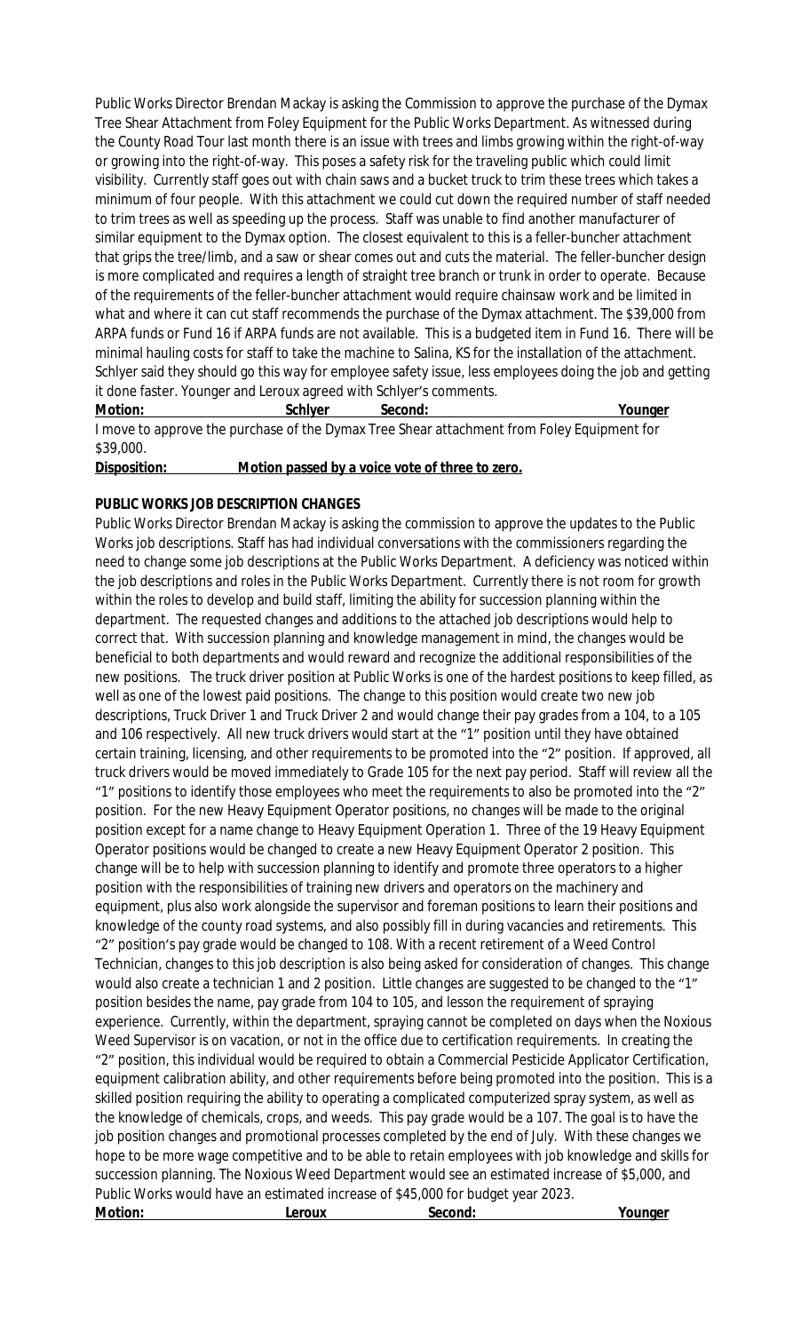Public Works Director Brendan Mackay is asking the Commission to approve the purchase of the Dymax Tree Shear Attachment from Foley Equipment for the Public Works Department. As witnessed during the County Road Tour last month there is an issue with trees and limbs growing within the right-of-way or growing into the right-of-way. This poses a safety risk for the traveling public which could limit visibility. Currently staff goes out with chain saws and a bucket truck to trim these trees which takes a minimum of four people. With this attachment we could cut down the required number of staff needed to trim trees as well as speeding up the process. Staff was unable to find another manufacturer of similar equipment to the Dymax option. The closest equivalent to this is a feller-buncher attachment that grips the tree/limb, and a saw or shear comes out and cuts the material. The feller-buncher design is more complicated and requires a length of straight tree branch or trunk in order to operate. Because of the requirements of the feller-buncher attachment would require chainsaw work and be limited in what and where it can cut staff recommends the purchase of the Dymax attachment. The $39,000 from ARPA funds or Fund 16 if ARPA funds are not available. This is a budgeted item in Fund 16. There will be minimal hauling costs for staff to take the machine to Salina, KS for the installation of the attachment. Schlyer said they should go this way for employee safety issue, less employees doing the job and getting it done faster. Younger and Leroux agreed with Schlyer's comments.

**Motion:** **Schlyer** **Second:** **Younger**

I move to approve the purchase of the Dymax Tree Shear attachment from Foley Equipment for $39,000.

**Disposition:** **Motion passed by a voice vote of three to zero.**

**PUBLIC WORKS JOB DESCRIPTION CHANGES**

Public Works Director Brendan Mackay is asking the commission to approve the updates to the Public Works job descriptions. Staff has had individual conversations with the commissioners regarding the need to change some job descriptions at the Public Works Department. A deficiency was noticed within the job descriptions and roles in the Public Works Department. Currently there is not room for growth within the roles to develop and build staff, limiting the ability for succession planning within the department. The requested changes and additions to the attached job descriptions would help to correct that. With succession planning and knowledge management in mind, the changes would be beneficial to both departments and would reward and recognize the additional responsibilities of the new positions. The truck driver position at Public Works is one of the hardest positions to keep filled, as well as one of the lowest paid positions. The change to this position would create two new job descriptions, Truck Driver 1 and Truck Driver 2 and would change their pay grades from a 104, to a 105 and 106 respectively. All new truck drivers would start at the "1" position until they have obtained certain training, licensing, and other requirements to be promoted into the "2" position. If approved, all truck drivers would be moved immediately to Grade 105 for the next pay period. Staff will review all the "1" positions to identify those employees who meet the requirements to also be promoted into the "2" position. For the new Heavy Equipment Operator positions, no changes will be made to the original position except for a name change to Heavy Equipment Operation 1. Three of the 19 Heavy Equipment Operator positions would be changed to create a new Heavy Equipment Operator 2 position. This change will be to help with succession planning to identify and promote three operators to a higher position with the responsibilities of training new drivers and operators on the machinery and equipment, plus also work alongside the supervisor and foreman positions to learn their positions and knowledge of the county road systems, and also possibly fill in during vacancies and retirements. This "2" position's pay grade would be changed to 108. With a recent retirement of a Weed Control Technician, changes to this job description is also being asked for consideration of changes. This change would also create a technician 1 and 2 position. Little changes are suggested to be changed to the "1" position besides the name, pay grade from 104 to 105, and lesson the requirement of spraying experience. Currently, within the department, spraying cannot be completed on days when the Noxious Weed Supervisor is on vacation, or not in the office due to certification requirements. In creating the "2" position, this individual would be required to obtain a Commercial Pesticide Applicator Certification, equipment calibration ability, and other requirements before being promoted into the position. This is a skilled position requiring the ability to operating a complicated computerized spray system, as well as the knowledge of chemicals, crops, and weeds. This pay grade would be a 107. The goal is to have the job position changes and promotional processes completed by the end of July. With these changes we hope to be more wage competitive and to be able to retain employees with job knowledge and skills for succession planning. The Noxious Weed Department would see an estimated increase of $5,000, and Public Works would have an estimated increase of $45,000 for budget year 2023.

**Motion:** **Leroux** **Second:** **Younger**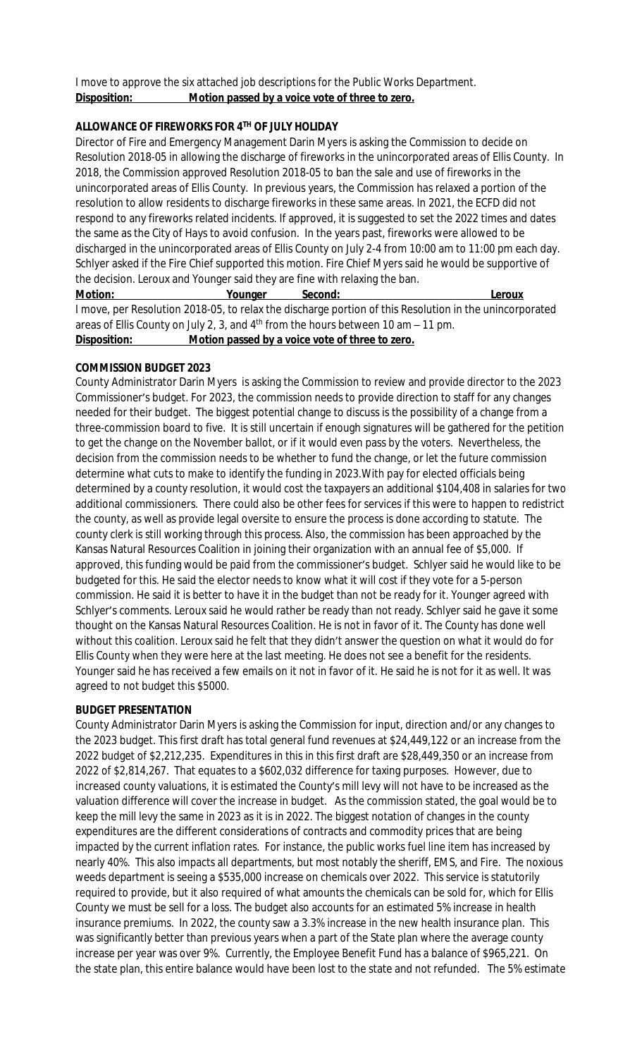I move to approve the six attached job descriptions for the Public Works Department.
**Disposition: Motion passed by a voice vote of three to zero.**

**ALLOWANCE OF FIREWORKS FOR 4TH OF JULY HOLIDAY**

Director of Fire and Emergency Management Darin Myers is asking the Commission to decide on Resolution 2018-05 in allowing the discharge of fireworks in the unincorporated areas of Ellis County. In 2018, the Commission approved Resolution 2018-05 to ban the sale and use of fireworks in the unincorporated areas of Ellis County. In previous years, the Commission has relaxed a portion of the resolution to allow residents to discharge fireworks in these same areas. In 2021, the ECFD did not respond to any fireworks related incidents. If approved, it is suggested to set the 2022 times and dates the same as the City of Hays to avoid confusion. In the years past, fireworks were allowed to be discharged in the unincorporated areas of Ellis County on July 2-4 from 10:00 am to 11:00 pm each day. Schlyer asked if the Fire Chief supported this motion. Fire Chief Myers said he would be supportive of the decision. Leroux and Younger said they are fine with relaxing the ban.

**Motion: Younger Second: Leroux**

I move, per Resolution 2018-05, to relax the discharge portion of this Resolution in the unincorporated areas of Ellis County on July 2, 3, and 4th from the hours between 10 am – 11 pm.
**Disposition: Motion passed by a voice vote of three to zero.**

**COMMISSION BUDGET 2023**

County Administrator Darin Myers is asking the Commission to review and provide director to the 2023 Commissioner's budget. For 2023, the commission needs to provide direction to staff for any changes needed for their budget. The biggest potential change to discuss is the possibility of a change from a three-commission board to five. It is still uncertain if enough signatures will be gathered for the petition to get the change on the November ballot, or if it would even pass by the voters. Nevertheless, the decision from the commission needs to be whether to fund the change, or let the future commission determine what cuts to make to identify the funding in 2023.With pay for elected officials being determined by a county resolution, it would cost the taxpayers an additional $104,408 in salaries for two additional commissioners. There could also be other fees for services if this were to happen to redistrict the county, as well as provide legal oversite to ensure the process is done according to statute. The county clerk is still working through this process. Also, the commission has been approached by the Kansas Natural Resources Coalition in joining their organization with an annual fee of $5,000. If approved, this funding would be paid from the commissioner's budget. Schlyer said he would like to be budgeted for this. He said the elector needs to know what it will cost if they vote for a 5-person commission. He said it is better to have it in the budget than not be ready for it. Younger agreed with Schlyer's comments. Leroux said he would rather be ready than not ready. Schlyer said he gave it some thought on the Kansas Natural Resources Coalition. He is not in favor of it. The County has done well without this coalition. Leroux said he felt that they didn't answer the question on what it would do for Ellis County when they were here at the last meeting. He does not see a benefit for the residents. Younger said he has received a few emails on it not in favor of it. He said he is not for it as well. It was agreed to not budget this $5000.

**BUDGET PRESENTATION**

County Administrator Darin Myers is asking the Commission for input, direction and/or any changes to the 2023 budget. This first draft has total general fund revenues at $24,449,122 or an increase from the 2022 budget of $2,212,235. Expenditures in this in this first draft are $28,449,350 or an increase from 2022 of $2,814,267. That equates to a $602,032 difference for taxing purposes. However, due to increased county valuations, it is estimated the County's mill levy will not have to be increased as the valuation difference will cover the increase in budget. As the commission stated, the goal would be to keep the mill levy the same in 2023 as it is in 2022. The biggest notation of changes in the county expenditures are the different considerations of contracts and commodity prices that are being impacted by the current inflation rates. For instance, the public works fuel line item has increased by nearly 40%. This also impacts all departments, but most notably the sheriff, EMS, and Fire. The noxious weeds department is seeing a $535,000 increase on chemicals over 2022. This service is statutorily required to provide, but it also required of what amounts the chemicals can be sold for, which for Ellis County we must be sell for a loss. The budget also accounts for an estimated 5% increase in health insurance premiums. In 2022, the county saw a 3.3% increase in the new health insurance plan. This was significantly better than previous years when a part of the State plan where the average county increase per year was over 9%. Currently, the Employee Benefit Fund has a balance of $965,221. On the state plan, this entire balance would have been lost to the state and not refunded. The 5% estimate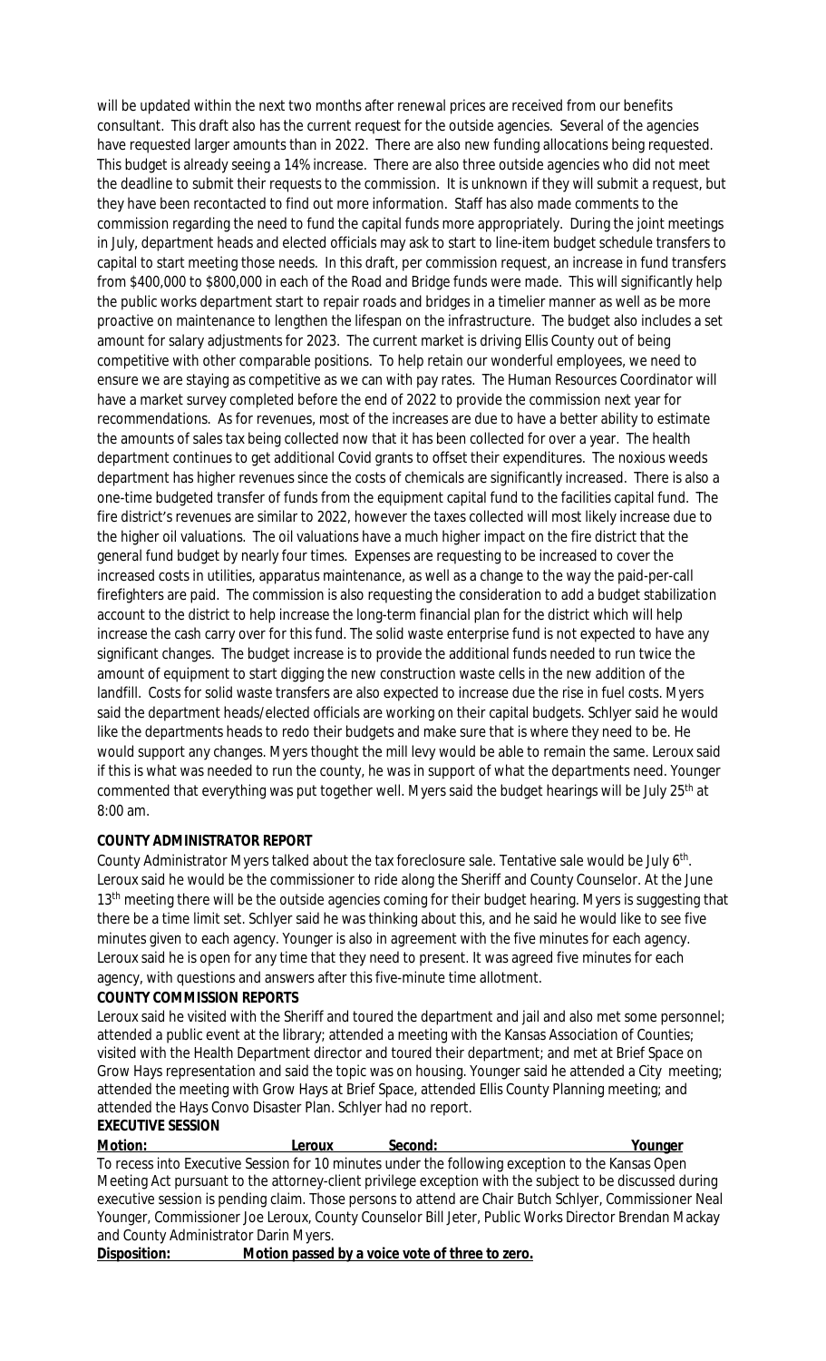will be updated within the next two months after renewal prices are received from our benefits consultant. This draft also has the current request for the outside agencies. Several of the agencies have requested larger amounts than in 2022. There are also new funding allocations being requested. This budget is already seeing a 14% increase. There are also three outside agencies who did not meet the deadline to submit their requests to the commission. It is unknown if they will submit a request, but they have been recontacted to find out more information. Staff has also made comments to the commission regarding the need to fund the capital funds more appropriately. During the joint meetings in July, department heads and elected officials may ask to start to line-item budget schedule transfers to capital to start meeting those needs. In this draft, per commission request, an increase in fund transfers from $400,000 to $800,000 in each of the Road and Bridge funds were made. This will significantly help the public works department start to repair roads and bridges in a timelier manner as well as be more proactive on maintenance to lengthen the lifespan on the infrastructure. The budget also includes a set amount for salary adjustments for 2023. The current market is driving Ellis County out of being competitive with other comparable positions. To help retain our wonderful employees, we need to ensure we are staying as competitive as we can with pay rates. The Human Resources Coordinator will have a market survey completed before the end of 2022 to provide the commission next year for recommendations. As for revenues, most of the increases are due to have a better ability to estimate the amounts of sales tax being collected now that it has been collected for over a year. The health department continues to get additional Covid grants to offset their expenditures. The noxious weeds department has higher revenues since the costs of chemicals are significantly increased. There is also a one-time budgeted transfer of funds from the equipment capital fund to the facilities capital fund. The fire district's revenues are similar to 2022, however the taxes collected will most likely increase due to the higher oil valuations. The oil valuations have a much higher impact on the fire district that the general fund budget by nearly four times. Expenses are requesting to be increased to cover the increased costs in utilities, apparatus maintenance, as well as a change to the way the paid-per-call firefighters are paid. The commission is also requesting the consideration to add a budget stabilization account to the district to help increase the long-term financial plan for the district which will help increase the cash carry over for this fund. The solid waste enterprise fund is not expected to have any significant changes. The budget increase is to provide the additional funds needed to run twice the amount of equipment to start digging the new construction waste cells in the new addition of the landfill. Costs for solid waste transfers are also expected to increase due the rise in fuel costs. Myers said the department heads/elected officials are working on their capital budgets. Schlyer said he would like the departments heads to redo their budgets and make sure that is where they need to be. He would support any changes. Myers thought the mill levy would be able to remain the same. Leroux said if this is what was needed to run the county, he was in support of what the departments need. Younger commented that everything was put together well. Myers said the budget hearings will be July 25th at 8:00 am.

**COUNTY ADMINISTRATOR REPORT**

County Administrator Myers talked about the tax foreclosure sale. Tentative sale would be July 6th. Leroux said he would be the commissioner to ride along the Sheriff and County Counselor. At the June 13th meeting there will be the outside agencies coming for their budget hearing. Myers is suggesting that there be a time limit set. Schlyer said he was thinking about this, and he said he would like to see five minutes given to each agency. Younger is also in agreement with the five minutes for each agency. Leroux said he is open for any time that they need to present. It was agreed five minutes for each agency, with questions and answers after this five-minute time allotment.

**COUNTY COMMISSION REPORTS**

Leroux said he visited with the Sheriff and toured the department and jail and also met some personnel; attended a public event at the library; attended a meeting with the Kansas Association of Counties; visited with the Health Department director and toured their department; and met at Brief Space on Grow Hays representation and said the topic was on housing. Younger said he attended a City meeting; attended the meeting with Grow Hays at Brief Space, attended Ellis County Planning meeting; and attended the Hays Convo Disaster Plan. Schlyer had no report.

**EXECUTIVE SESSION**

**Motion:** Leroux **Second:** Younger

To recess into Executive Session for 10 minutes under the following exception to the Kansas Open Meeting Act pursuant to the attorney-client privilege exception with the subject to be discussed during executive session is pending claim. Those persons to attend are Chair Butch Schlyer, Commissioner Neal Younger, Commissioner Joe Leroux, County Counselor Bill Jeter, Public Works Director Brendan Mackay and County Administrator Darin Myers.

**Disposition:** **Motion passed by a voice vote of three to zero.**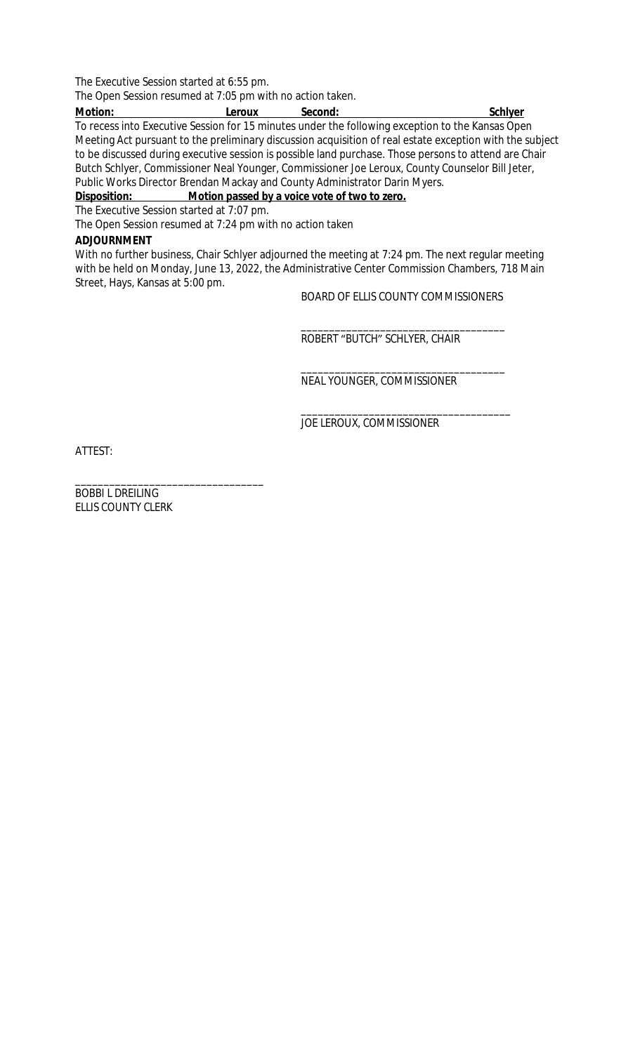The Executive Session started at 6:55 pm.

The Open Session resumed at 7:05 pm with no action taken.

**Motion:** **Leroux** **Second:** **Schlyer**

To recess into Executive Session for 15 minutes under the following exception to the Kansas Open Meeting Act pursuant to the preliminary discussion acquisition of real estate exception with the subject to be discussed during executive session is possible land purchase. Those persons to attend are Chair Butch Schlyer, Commissioner Neal Younger, Commissioner Joe Leroux, County Counselor Bill Jeter, Public Works Director Brendan Mackay and County Administrator Darin Myers.

**Disposition:** **Motion passed by a voice vote of two to zero.**

The Executive Session started at 7:07 pm.

The Open Session resumed at 7:24 pm with no action taken

**ADJOURNMENT**

With no further business, Chair Schlyer adjourned the meeting at 7:24 pm. The next regular meeting with be held on Monday, June 13, 2022, the Administrative Center Commission Chambers, 718 Main Street, Hays, Kansas at 5:00 pm.

BOARD OF ELLIS COUNTY COMMISSIONERS

\_\_\_\_\_\_\_\_\_\_\_\_\_\_\_\_\_\_\_\_\_\_\_\_\_\_\_\_\_\_\_\_\_\_\_\_

ROBERT "BUTCH" SCHLYER, CHAIR

\_\_\_\_\_\_\_\_\_\_\_\_\_\_\_\_\_\_\_\_\_\_\_\_\_\_\_\_\_\_\_\_\_\_\_\_

NEAL YOUNGER, COMMISSIONER

\_\_\_\_\_\_\_\_\_\_\_\_\_\_\_\_\_\_\_\_\_\_\_\_\_\_\_\_\_\_\_\_\_\_\_\_

JOE LEROUX, COMMISSIONER

ATTEST:

\_\_\_\_\_\_\_\_\_\_\_\_\_\_\_\_\_\_\_\_\_\_\_\_\_\_\_\_\_\_\_\_\_

BOBBI L DREILING

ELLIS COUNTY CLERK